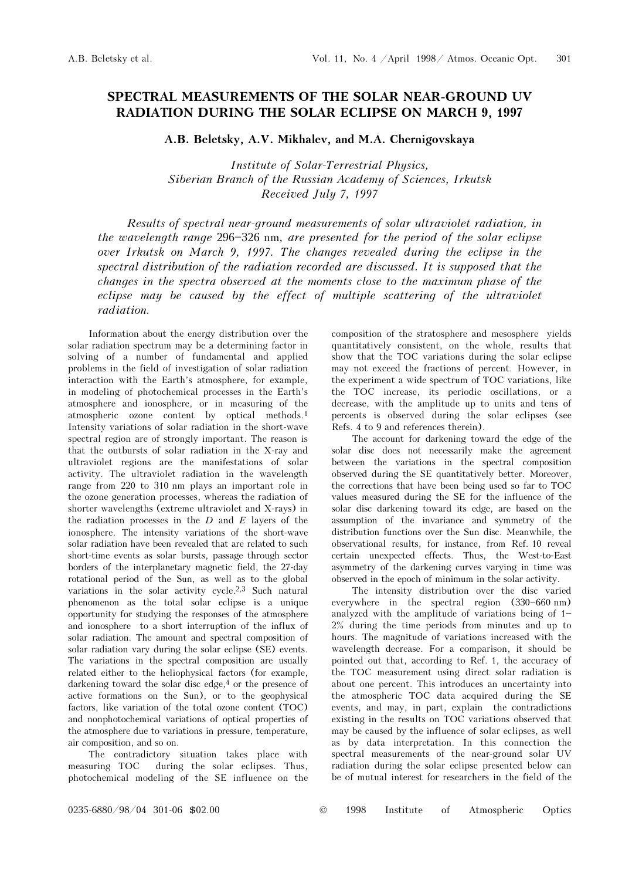# SPECTRAL MEASUREMENTS OF THE SOLAR NEAR-GROUND UV RADIATION DURING THE SOLAR ECLIPSE ON MARCH 9, 1997

**A.B. Beletsky, A.V. Mikhalev, and M.A. Chernigovskaya**

*Institute of Solar-Terrestrial Physics, Siberian Branch of the Russian Academy of Sciences, Irkutsk*
*Received July 7, 1997*

*Results of spectral near-ground measurements of solar ultraviolet radiation, in the wavelength range* 296–326 nm*, are presented for the period of the solar eclipse over Irkutsk on March 9, 1997. The changes revealed during the eclipse in the spectral distribution of the radiation recorded are discussed. It is supposed that the changes in the spectra observed at the moments close to the maximum phase of the eclipse may be caused by the effect of multiple scattering of the ultraviolet radiation.*

Information about the energy distribution over the solar radiation spectrum may be a determining factor in solving of a number of fundamental and applied problems in the field of investigation of solar radiation interaction with the Earth's atmosphere, for example, in modeling of photochemical processes in the Earth's atmosphere and ionosphere, or in measuring of the atmospheric ozone content by optical methods.[1] Intensity variations of solar radiation in the short-wave spectral region are of strongly important. The reason is that the outbursts of solar radiation in the X-ray and ultraviolet regions are the manifestations of solar activity. The ultraviolet radiation in the wavelength range from 220 to 310 nm plays an important role in the ozone generation processes, whereas the radiation of shorter wavelengths (extreme ultraviolet and X-rays) in the radiation processes in the *D* and *E* layers of the ionosphere. The intensity variations of the short-wave solar radiation have been revealed that are related to such short-time events as solar bursts, passage through sector borders of the interplanetary magnetic field, the 27-day rotational period of the Sun, as well as to the global variations in the solar activity cycle.[2,3] Such natural phenomenon as the total solar eclipse is a unique opportunity for studying the responses of the atmosphere and ionosphere to a short interruption of the influx of solar radiation. The amount and spectral composition of solar radiation vary during the solar eclipse (SE) events. The variations in the spectral composition are usually related either to the heliophysical factors (for example, darkening toward the solar disc edge,[4] or the presence of active formations on the Sun), or to the geophysical factors, like variation of the total ozone content (TOC) and nonphotochemical variations of optical properties of the atmosphere due to variations in pressure, temperature, air composition, and so on.

The contradictory situation takes place with measuring TOC during the solar eclipses. Thus, photochemical modeling of the SE influence on the composition of the stratosphere and mesosphere yields quantitatively consistent, on the whole, results that show that the TOC variations during the solar eclipse may not exceed the fractions of percent. However, in the experiment a wide spectrum of TOC variations, like the TOC increase, its periodic oscillations, or a decrease, with the amplitude up to units and tens of percents is observed during the solar eclipses (see Refs. 4 to 9 and references therein).

The account for darkening toward the edge of the solar disc does not necessarily make the agreement between the variations in the spectral composition observed during the SE quantitatively better. Moreover, the corrections that have been being used so far to TOC values measured during the SE for the influence of the solar disc darkening toward its edge, are based on the assumption of the invariance and symmetry of the distribution functions over the Sun disc. Meanwhile, the observational results, for instance, from Ref. 10 reveal certain unexpected effects. Thus, the West-to-East asymmetry of the darkening curves varying in time was observed in the epoch of minimum in the solar activity.

The intensity distribution over the disc varied everywhere in the spectral region (330–660 nm) analyzed with the amplitude of variations being of 1–2% during the time periods from minutes and up to hours. The magnitude of variations increased with the wavelength decrease. For a comparison, it should be pointed out that, according to Ref. 1, the accuracy of the TOC measurement using direct solar radiation is about one percent. This introduces an uncertainty into the atmospheric TOC data acquired during the SE events, and may, in part, explain the contradictions existing in the results on TOC variations observed that may be caused by the influence of solar eclipses, as well as by data interpretation. In this connection the spectral measurements of the near-ground solar UV radiation during the solar eclipse presented below can be of mutual interest for researchers in the field of the

0235-6880/98/04 301-06 $02.00 © 1998 Institute of Atmospheric Optics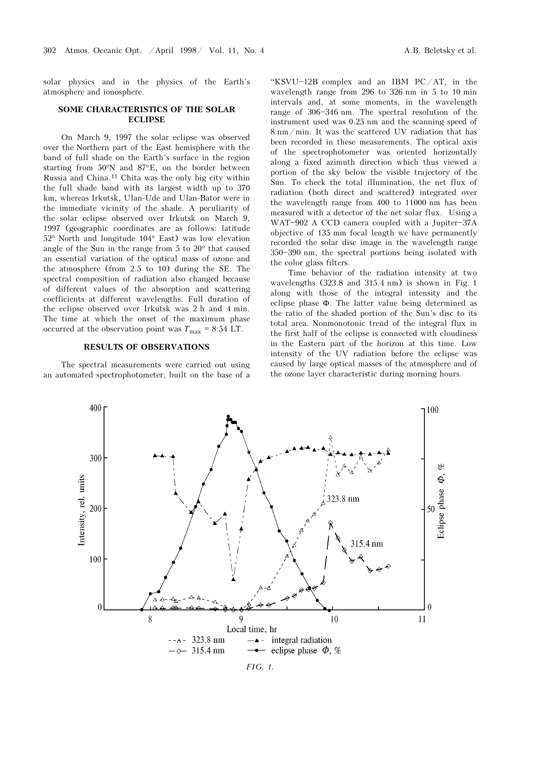solar physics and in the physics of the Earth's atmosphere and ionosphere.

## SOME CHARACTERISTICS OF THE SOLAR ECLIPSE

On March 9, 1997 the solar eclipse was observed over the Northern part of the East hemisphere with the band of full shade on the Earth's surface in the region starting from 50°N and 87°E, on the border between Russia and China.[11] Chita was the only big city within the full shade band with its largest width up to 370 km, whereas Irkutsk, Ulan-Ude and Ulan-Bator were in the immediate vicinity of the shade. A peculiarity of the solar eclipse observed over Irkutsk on March 9, 1997 (geographic coordinates are as follows: latitude 52° North and longitude 104° East) was low elevation angle of the Sun in the range from 5 to 20° that caused an essential variation of the optical mass of ozone and the atmosphere (from 2.5 to 10) during the SE. The spectral composition of radiation also changed because of different values of the absorption and scattering coefficients at different wavelengths. Full duration of the eclipse observed over Irkutsk was 2 h and 4 min. The time at which the onset of the maximum phase occurred at the observation point was $T_{max}$ = 8:54 LT.

## RESULTS OF OBSERVATIONS

The spectral measurements were carried out using an automated spectrophotometer, built on the base of a "KSVU-12B complex and an IBM PC/AT, in the wavelength range from 296 to 326 nm in 5 to 10 min intervals and, at some moments, in the wavelength range of 306–346 nm. The spectral resolution of the instrument used was 0.25 nm and the scanning speed of 8 nm/min. It was the scattered UV radiation that has been recorded in these measurements. The optical axis of the spectrophotometer was oriented horizontally along a fixed azimuth direction which thus viewed a portion of the sky below the visible trajectory of the Sun. To check the total illumination, the net flux of radiation (both direct and scattered) integrated over the wavelength range from 400 to 11000 nm has been measured with a detector of the net solar flux. Using a WAT-902 A CCD camera coupled with a Jupiter-37A objective of 135 mm focal length we have permanently recorded the solar disc image in the wavelength range 350–390 nm, the spectral portions being isolated with the color glass filters.

Time behavior of the radiation intensity at two wavelengths (323.8 and 315.4 nm) is shown in Fig. 1 along with those of the integral intensity and the eclipse phase Φ. The latter value being determined as the ratio of the shaded portion of the Sun's disc to its total area. Nonmonotonic trend of the integral flux in the first half of the eclipse is connected with cloudiness in the Eastern part of the horizon at this time. Low intensity of the UV radiation before the eclipse was caused by large optical masses of the atmosphere and of the ozone layer characteristic during morning hours.

*FIG. 1.*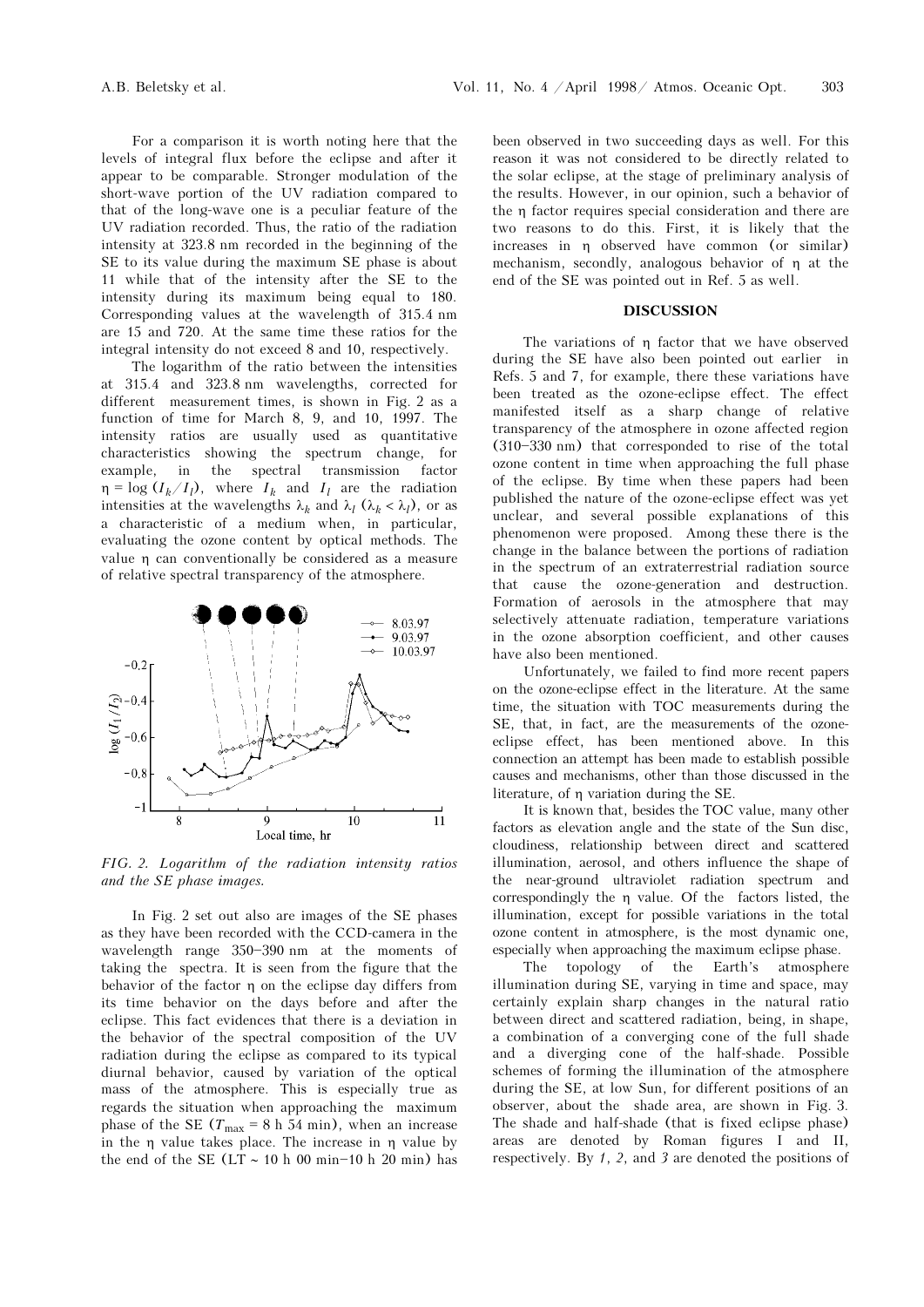For a comparison it is worth noting here that the levels of integral flux before the eclipse and after it appear to be comparable. Stronger modulation of the short-wave portion of the UV radiation compared to that of the long-wave one is a peculiar feature of the UV radiation recorded. Thus, the ratio of the radiation intensity at 323.8 nm recorded in the beginning of the SE to its value during the maximum SE phase is about 11 while that of the intensity after the SE to the intensity during its maximum being equal to 180. Corresponding values at the wavelength of 315.4 nm are 15 and 720. At the same time these ratios for the integral intensity do not exceed 8 and 10, respectively.

The logarithm of the ratio between the intensities at 315.4 and 323.8 nm wavelengths, corrected for different measurement times, is shown in Fig. 2 as a function of time for March 8, 9, and 10, 1997. The intensity ratios are usually used as quantitative characteristics showing the spectrum change, for example, in the spectral transmission factor $\eta = \log (I_k/I_l)$, where $I_k$ and $I_l$ are the radiation intensities at the wavelengths $\lambda_k$ and $\lambda_l$ ($\lambda_k < \lambda_l$), or as a characteristic of a medium when, in particular, evaluating the ozone content by optical methods. The value $\eta$ can conventionally be considered as a measure of relative spectral transparency of the atmosphere.

*FIG. 2. Logarithm of the radiation intensity ratios and the SE phase images.*

In Fig. 2 set out also are images of the SE phases as they have been recorded with the CCD-camera in the wavelength range 350–390 nm at the moments of taking the spectra. It is seen from the figure that the behavior of the factor $\eta$ on the eclipse day differs from its time behavior on the days before and after the eclipse. This fact evidences that there is a deviation in the behavior of the spectral composition of the UV radiation during the eclipse as compared to its typical diurnal behavior, caused by variation of the optical mass of the atmosphere. This is especially true as regards the situation when approaching the maximum phase of the SE ($T_{max}$ = 8 h 54 min), when an increase in the $\eta$ value takes place. The increase in $\eta$ value by the end of the SE (LT ~ 10 h 00 min–10 h 20 min) has been observed in two succeeding days as well. For this reason it was not considered to be directly related to the solar eclipse, at the stage of preliminary analysis of the results. However, in our opinion, such a behavior of the $\eta$ factor requires special consideration and there are two reasons to do this. First, it is likely that the increases in $\eta$ observed have common (or similar) mechanism, secondly, analogous behavior of $\eta$ at the end of the SE was pointed out in Ref. 5 as well.

## DISCUSSION

The variations of $\eta$ factor that we have observed during the SE have also been pointed out earlier in Refs. 5 and 7, for example, there these variations have been treated as the ozone-eclipse effect. The effect manifested itself as a sharp change of relative transparency of the atmosphere in ozone affected region (310–330 nm) that corresponded to rise of the total ozone content in time when approaching the full phase of the eclipse. By time when these papers had been published the nature of the ozone-eclipse effect was yet unclear, and several possible explanations of this phenomenon were proposed. Among these there is the change in the balance between the portions of radiation in the spectrum of an extraterrestrial radiation source that cause the ozone-generation and destruction. Formation of aerosols in the atmosphere that may selectively attenuate radiation, temperature variations in the ozone absorption coefficient, and other causes have also been mentioned.

Unfortunately, we failed to find more recent papers on the ozone-eclipse effect in the literature. At the same time, the situation with TOC measurements during the SE, that, in fact, are the measurements of the ozone-eclipse effect, has been mentioned above. In this connection an attempt has been made to establish possible causes and mechanisms, other than those discussed in the literature, of $\eta$ variation during the SE.

It is known that, besides the TOC value, many other factors as elevation angle and the state of the Sun disc, cloudiness, relationship between direct and scattered illumination, aerosol, and others influence the shape of the near-ground ultraviolet radiation spectrum and correspondingly the $\eta$ value. Of the factors listed, the illumination, except for possible variations in the total ozone content in atmosphere, is the most dynamic one, especially when approaching the maximum eclipse phase.

The topology of the Earth's atmosphere illumination during SE, varying in time and space, may certainly explain sharp changes in the natural ratio between direct and scattered radiation, being, in shape, a combination of a converging cone of the full shade and a diverging cone of the half-shade. Possible schemes of forming the illumination of the atmosphere during the SE, at low Sun, for different positions of an observer, about the shade area, are shown in Fig. 3. The shade and half-shade (that is fixed eclipse phase) areas are denoted by Roman figures I and II, respectively. By *1*, *2*, and *3* are denoted the positions of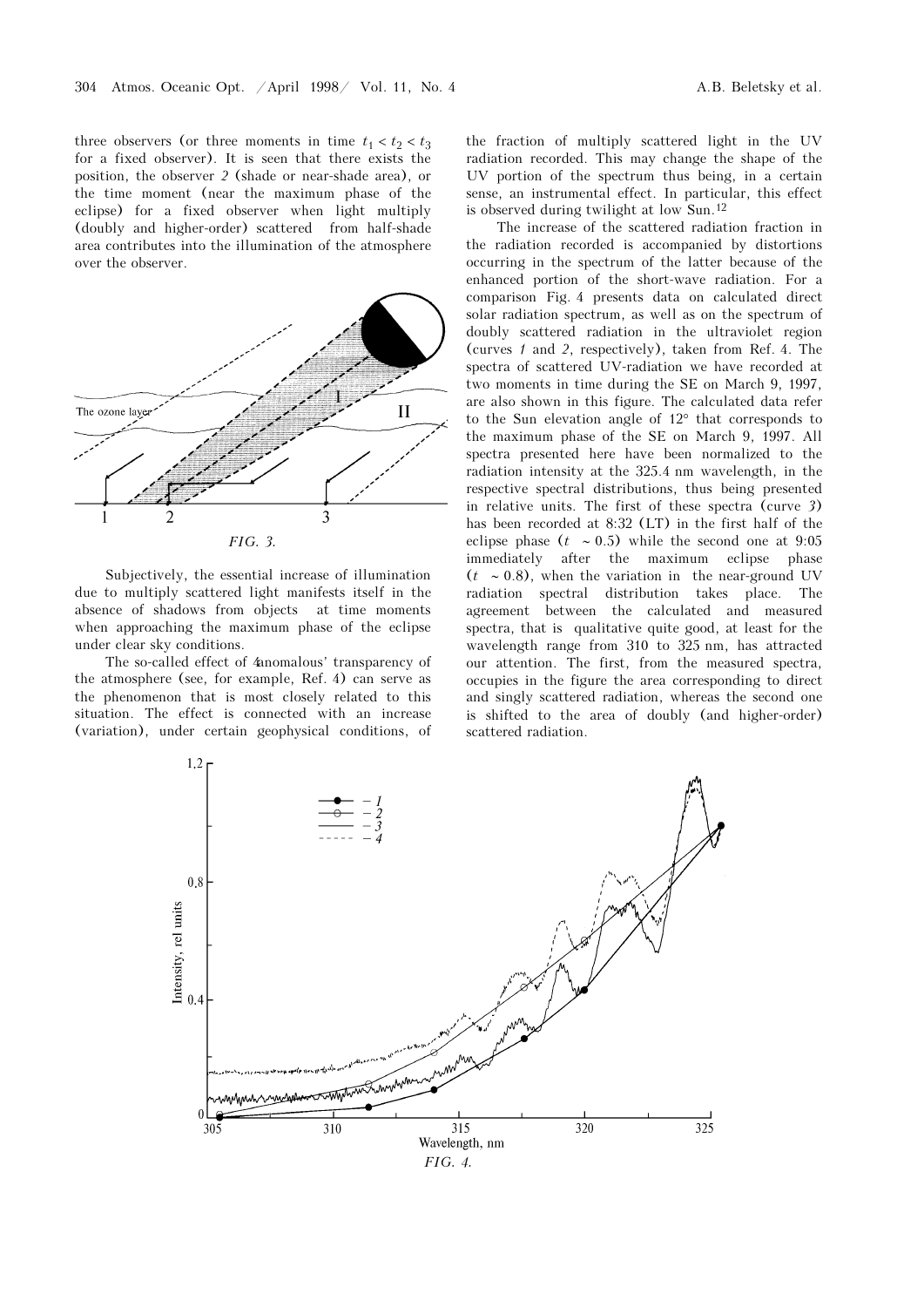three observers (or three moments in time $t_1 < t_2 < t_3$ for a fixed observer). It is seen that there exists the position, the observer *2* (shade or near-shade area), or the time moment (near the maximum phase of the eclipse) for a fixed observer when light multiply (doubly and higher-order) scattered from half-shade area contributes into the illumination of the atmosphere over the observer.

*FIG. 3.*

Subjectively, the essential increase of illumination due to multiply scattered light manifests itself in the absence of shadows from objects at time moments when approaching the maximum phase of the eclipse under clear sky conditions.

The so-called effect of 'anomalous' transparency of the atmosphere (see, for example, Ref. 4) can serve as the phenomenon that is most closely related to this situation. The effect is connected with an increase (variation), under certain geophysical conditions, of the fraction of multiply scattered light in the UV radiation recorded. This may change the shape of the UV portion of the spectrum thus being, in a certain sense, an instrumental effect. In particular, this effect is observed during twilight at low Sun.[12]

The increase of the scattered radiation fraction in the radiation recorded is accompanied by distortions occurring in the spectrum of the latter because of the enhanced portion of the short-wave radiation. For a comparison Fig. 4 presents data on calculated direct solar radiation spectrum, as well as on the spectrum of doubly scattered radiation in the ultraviolet region (curves *1* and *2*, respectively), taken from Ref. 4. The spectra of scattered UV-radiation we have recorded at two moments in time during the SE on March 9, 1997, are also shown in this figure. The calculated data refer to the Sun elevation angle of 12° that corresponds to the maximum phase of the SE on March 9, 1997. All spectra presented here have been normalized to the radiation intensity at the 325.4 nm wavelength, in the respective spectral distributions, thus being presented in relative units. The first of these spectra (curve *3*) has been recorded at 8:32 (LT) in the first half of the eclipse phase ($t \sim 0.5$) while the second one at 9:05 immediately after the maximum eclipse phase ($t \sim 0.8$), when the variation in the near-ground UV radiation spectral distribution takes place. The agreement between the calculated and measured spectra, that is qualitative quite good, at least for the wavelength range from 310 to 325 nm, has attracted our attention. The first, from the measured spectra, occupies in the figure the area corresponding to direct and singly scattered radiation, whereas the second one is shifted to the area of doubly (and higher-order) scattered radiation.

*FIG. 4.*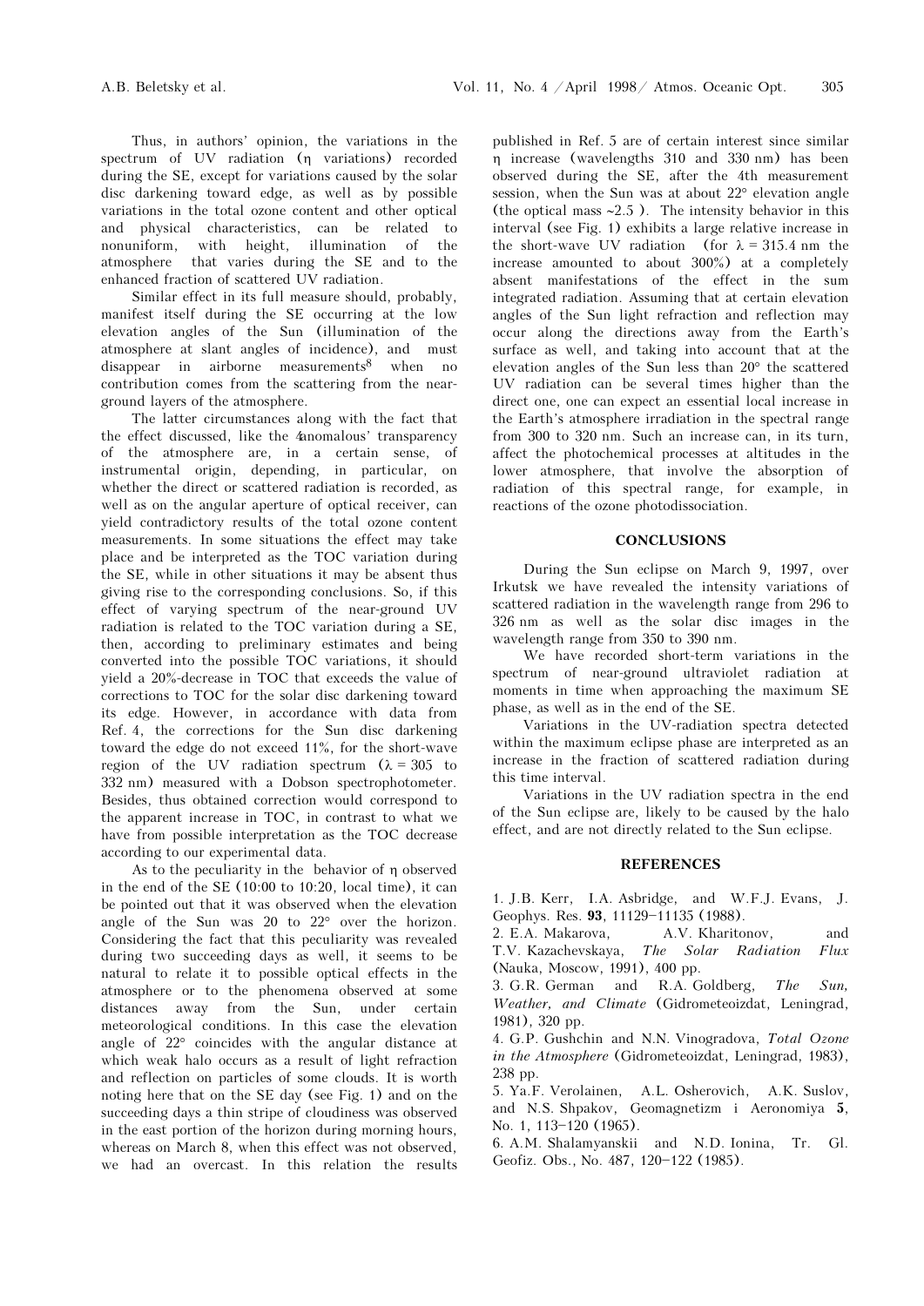Thus, in authors' opinion, the variations in the spectrum of UV radiation (η variations) recorded during the SE, except for variations caused by the solar disc darkening toward edge, as well as by possible variations in the total ozone content and other optical and physical characteristics, can be related to nonuniform, with height, illumination of the atmosphere that varies during the SE and to the enhanced fraction of scattered UV radiation.

Similar effect in its full measure should, probably, manifest itself during the SE occurring at the low elevation angles of the Sun (illumination of the atmosphere at slant angles of incidence), and must disappear in airborne measurements[8] when no contribution comes from the scattering from the near-ground layers of the atmosphere.

The latter circumstances along with the fact that the effect discussed, like the 'anomalous' transparency of the atmosphere are, in a certain sense, of instrumental origin, depending, in particular, on whether the direct or scattered radiation is recorded, as well as on the angular aperture of optical receiver, can yield contradictory results of the total ozone content measurements. In some situations the effect may take place and be interpreted as the TOC variation during the SE, while in other situations it may be absent thus giving rise to the corresponding conclusions. So, if this effect of varying spectrum of the near-ground UV radiation is related to the TOC variation during a SE, then, according to preliminary estimates and being converted into the possible TOC variations, it should yield a 20%-decrease in TOC that exceeds the value of corrections to TOC for the solar disc darkening toward its edge. However, in accordance with data from Ref. 4, the corrections for the Sun disc darkening toward the edge do not exceed 11%, for the short-wave region of the UV radiation spectrum ($\lambda$ = 305 to 332 nm) measured with a Dobson spectrophotometer. Besides, thus obtained correction would correspond to the apparent increase in TOC, in contrast to what we have from possible interpretation as the TOC decrease according to our experimental data.

As to the peculiarity in the behavior of η observed in the end of the SE (10:00 to 10:20, local time), it can be pointed out that it was observed when the elevation angle of the Sun was 20 to 22° over the horizon. Considering the fact that this peculiarity was revealed during two succeeding days as well, it seems to be natural to relate it to possible optical effects in the atmosphere or to the phenomena observed at some distances away from the Sun, under certain meteorological conditions. In this case the elevation angle of 22° coincides with the angular distance at which weak halo occurs as a result of light refraction and reflection on particles of some clouds. It is worth noting here that on the SE day (see Fig. 1) and on the succeeding days a thin stripe of cloudiness was observed in the east portion of the horizon during morning hours, whereas on March 8, when this effect was not observed, we had an overcast. In this relation the results published in Ref. 5 are of certain interest since similar η increase (wavelengths 310 and 330 nm) has been observed during the SE, after the 4th measurement session, when the Sun was at about 22° elevation angle (the optical mass ~2.5 ). The intensity behavior in this interval (see Fig. 1) exhibits a large relative increase in the short-wave UV radiation (for $\lambda$ = 315.4 nm the increase amounted to about 300%) at a completely absent manifestations of the effect in the sum integrated radiation. Assuming that at certain elevation angles of the Sun light refraction and reflection may occur along the directions away from the Earth's surface as well, and taking into account that at the elevation angles of the Sun less than 20° the scattered UV radiation can be several times higher than the direct one, one can expect an essential local increase in the Earth's atmosphere irradiation in the spectral range from 300 to 320 nm. Such an increase can, in its turn, affect the photochemical processes at altitudes in the lower atmosphere, that involve the absorption of radiation of this spectral range, for example, in reactions of the ozone photodissociation.

## CONCLUSIONS

During the Sun eclipse on March 9, 1997, over Irkutsk we have revealed the intensity variations of scattered radiation in the wavelength range from 296 to 326 nm as well as the solar disc images in the wavelength range from 350 to 390 nm.

We have recorded short-term variations in the spectrum of near-ground ultraviolet radiation at moments in time when approaching the maximum SE phase, as well as in the end of the SE.

Variations in the UV-radiation spectra detected within the maximum eclipse phase are interpreted as an increase in the fraction of scattered radiation during this time interval.

Variations in the UV radiation spectra in the end of the Sun eclipse are, likely to be caused by the halo effect, and are not directly related to the Sun eclipse.

## REFERENCES

1. J.B. Kerr, I.A. Asbridge, and W.F.J. Evans, J. Geophys. Res. **93**, 11129–11135 (1988).
2. E.A. Makarova, A.V. Kharitonov, and T.V. Kazachevskaya, *The Solar Radiation Flux* (Nauka, Moscow, 1991), 400 pp.
3. G.R. German and R.A. Goldberg, *The Sun, Weather, and Climate* (Gidrometeoizdat, Leningrad, 1981), 320 pp.
4. G.P. Gushchin and N.N. Vinogradova, *Total Ozone in the Atmosphere* (Gidrometeoizdat, Leningrad, 1983), 238 pp.
5. Ya.F. Verolainen, A.L. Osherovich, A.K. Suslov, and N.S. Shpakov, Geomagnetizm i Aeronomiya **5**, No. 1, 113–120 (1965).
6. A.M. Shalamyanskii and N.D. Ionina, Tr. Gl. Geofiz. Obs., No. 487, 120–122 (1985).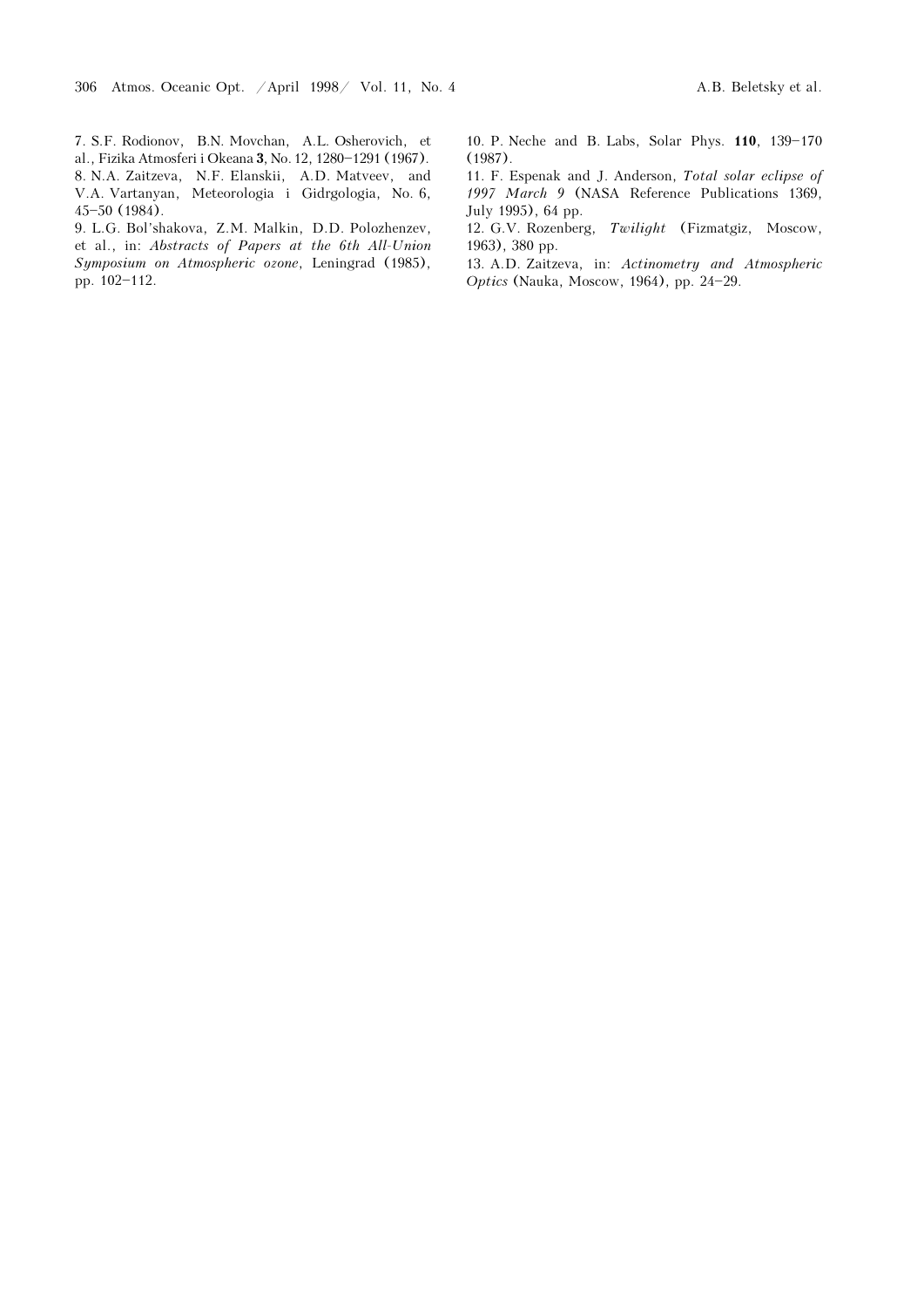7. S.F. Rodionov, B.N. Movchan, A.L. Osherovich, et al., Fizika Atmosferi i Okeana **3**, No. 12, 1280–1291 (1967).

8. N.A. Zaitzeva, N.F. Elanskii, A.D. Matveev, and V.A. Vartanyan, Meteorologia i Gidrgologia, No. 6, 45–50 (1984).

9. L.G. Bol'shakova, Z.M. Malkin, D.D. Polozhenzev, et al., in: *Abstracts of Papers at the 6th All-Union Symposium on Atmospheric ozone*, Leningrad (1985), pp. 102–112.

10. P. Neche and B. Labs, Solar Phys. **110**, 139–170 (1987).

11. F. Espenak and J. Anderson, *Total solar eclipse of 1997 March 9* (NASA Reference Publications 1369, July 1995), 64 pp.

12. G.V. Rozenberg, *Twilight* (Fizmatgiz, Moscow, 1963), 380 pp.

13. A.D. Zaitzeva, in: *Actinometry and Atmospheric Optics* (Nauka, Moscow, 1964), pp. 24–29.